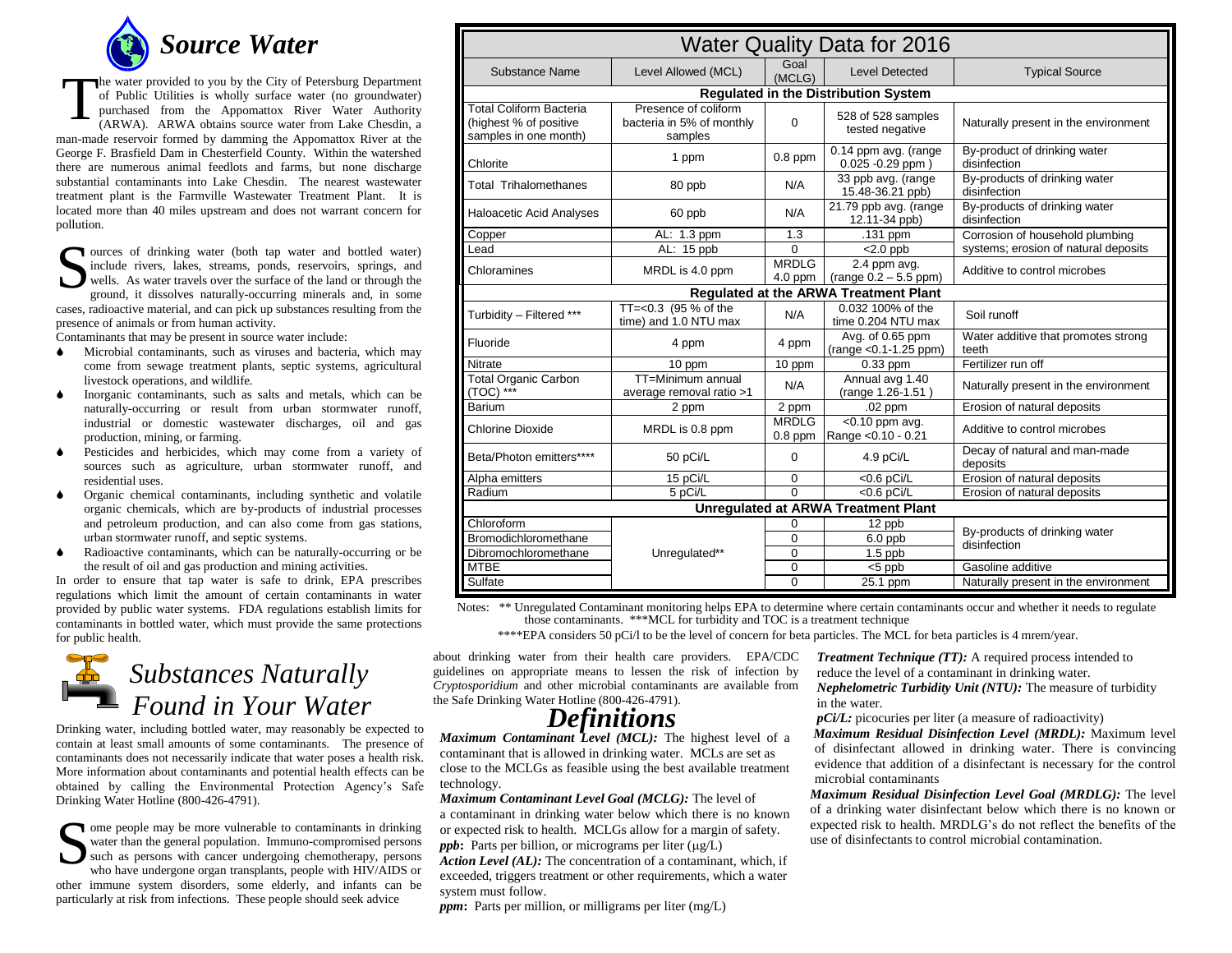# Source Water

The water provided to you by the City of Petersburg Department of Public Utilities is wholly surface water (no groundwater) purchased from the Appomattox River Water Authority (ARWA). ARWA obtains source water from Lake Chesdin, a man-made reservoir formed by damming the Appomattox River at the George F. Brasfield Dam in Chesterfield County. Within the watershed there are numerous animal feedlots and farms, but none discharge substantial contaminants into Lake Chesdin. The nearest wastewater treatment plant is the Farmville Wastewater Treatment Plant. It is located more than 40 miles upstream and does not warrant concern for pollution.

Sources of drinking water (both tap water and bottled water) include rivers, lakes, streams, ponds, reservoirs, springs, and wells. As water travels over the surface of the land or through the ground, it dissolves naturally-occurring minerals and, in some cases, radioactive material, and can pick up substances resulting from the presence of animals or from human activity.

Contaminants that may be present in source water include:

- Microbial contaminants, such as viruses and bacteria, which may come from sewage treatment plants, septic systems, agricultural livestock operations, and wildlife.
- Inorganic contaminants, such as salts and metals, which can be naturally-occurring or result from urban stormwater runoff, industrial or domestic wastewater discharges, oil and gas production, mining, or farming.
- Pesticides and herbicides, which may come from a variety of sources such as agriculture, urban stormwater runoff, and residential uses.
- Organic chemical contaminants, including synthetic and volatile organic chemicals, which are by-products of industrial processes and petroleum production, and can also come from gas stations, urban stormwater runoff, and septic systems.
- Radioactive contaminants, which can be naturally-occurring or be the result of oil and gas production and mining activities.

In order to ensure that tap water is safe to drink, EPA prescribes regulations which limit the amount of certain contaminants in water provided by public water systems. FDA regulations establish limits for contaminants in bottled water, which must provide the same protections for public health.

# Substances Naturally Found in Your Water

Drinking water, including bottled water, may reasonably be expected to contain at least small amounts of some contaminants. The presence of contaminants does not necessarily indicate that water poses a health risk. More information about contaminants and potential health effects can be obtained by calling the Environmental Protection Agency's Safe Drinking Water Hotline (800-426-4791).

Some people may be more vulnerable to contaminants in drinking water than the general population. Immuno-compromised persons such as persons with cancer undergoing chemotherapy, persons who have undergone organ transplants, people with HIV/AIDS or other immune system disorders, some elderly, and infants can be particularly at risk from infections. These people should seek advice about drinking water from their health care providers. EPA/CDC guidelines on appropriate means to lessen the risk of infection by *Cryptosporidium* and other microbial contaminants are available from the Safe Drinking Water Hotline (800-426-4791).

## Water Quality Data for 2016

| Substance Name | Level Allowed (MCL) | Goal (MCLG) | Level Detected | Typical Source |
|---|---|---|---|---|
| **Regulated in the Distribution System** | | | | |
| Total Coliform Bacteria (highest % of positive samples in one month) | Presence of coliform bacteria in 5% of monthly samples | 0 | 528 of 528 samples tested negative | Naturally present in the environment |
| Chlorite | 1 ppm | 0.8 ppm | 0.14 ppm avg. (range 0.025 -0.29 ppm ) | By-product of drinking water disinfection |
| Total Trihalomethanes | 80 ppb | N/A | 33 ppb avg. (range 15.48-36.21 ppb) | By-products of drinking water disinfection |
| Haloacetic Acid Analyses | 60 ppb | N/A | 21.79 ppb avg. (range 12.11-34 ppb) | By-products of drinking water disinfection |
| Copper | AL: 1.3 ppm | 1.3 | .131 ppm | Corrosion of household plumbing systems; erosion of natural deposits |
| Lead | AL: 15 ppb | 0 | <2.0 ppb | Corrosion of household plumbing systems; erosion of natural deposits |
| Chloramines | MRDL is 4.0 ppm | MRDLG 4.0 ppm | 2.4 ppm avg. (range 0.2 – 5.5 ppm) | Additive to control microbes |
| **Regulated at the ARWA Treatment Plant** | | | | |
| Turbidity – Filtered *** | TT=<0.3 (95 % of the time) and 1.0 NTU max | N/A | 0.032 100% of the time 0.204 NTU max | Soil runoff |
| Fluoride | 4 ppm | 4 ppm | Avg. of 0.65 ppm (range <0.1-1.25 ppm) | Water additive that promotes strong teeth |
| Nitrate | 10 ppm | 10 ppm | 0.33 ppm | Fertilizer run off |
| Total Organic Carbon (TOC) *** | TT=Minimum annual average removal ratio >1 | N/A | Annual avg 1.40 (range 1.26-1.51 ) | Naturally present in the environment |
| Barium | 2 ppm | 2 ppm | .02 ppm | Erosion of natural deposits |
| Chlorine Dioxide | MRDL is 0.8 ppm | MRDLG 0.8 ppm | <0.10 ppm avg. Range <0.10 - 0.21 | Additive to control microbes |
| Beta/Photon emitters**** | 50 pCi/L | 0 | 4.9 pCi/L | Decay of natural and man-made deposits |
| Alpha emitters | 15 pCi/L | 0 | <0.6 pCi/L | Erosion of natural deposits |
| Radium | 5 pCi/L | 0 | <0.6 pCi/L | Erosion of natural deposits |
| **Unregulated at ARWA Treatment Plant** | | | | |
| Chloroform | Unregulated** | 0 | 12 ppb | By-products of drinking water disinfection |
| Bromodichloromethane | Unregulated** | 0 | 6.0 ppb | By-products of drinking water disinfection |
| Dibromochloromethane | Unregulated** | 0 | 1.5 ppb | By-products of drinking water disinfection |
| MTBE | Unregulated** | 0 | <5 ppb | Gasoline additive |
| Sulfate | Unregulated** | 0 | 25.1 ppm | Naturally present in the environment |

Notes: ** Unregulated Contaminant monitoring helps EPA to determine where certain contaminants occur and whether it needs to regulate those contaminants. ***MCL for turbidity and TOC is a treatment technique

****EPA considers 50 pCi/l to be the level of concern for beta particles. The MCL for beta particles is 4 mrem/year.

# Definitions

***Maximum Contaminant Level (MCL):*** The highest level of a contaminant that is allowed in drinking water. MCLs are set as close to the MCLGs as feasible using the best available treatment technology.

***Maximum Contaminant Level Goal (MCLG):*** The level of a contaminant in drinking water below which there is no known or expected risk to health. MCLGs allow for a margin of safety.

***ppb*:** Parts per billion, or micrograms per liter (μg/L)

***Action Level (AL):*** The concentration of a contaminant, which, if exceeded, triggers treatment or other requirements, which a water system must follow.

***ppm*:** Parts per million, or milligrams per liter (mg/L)

***Treatment Technique (TT):*** A required process intended to reduce the level of a contaminant in drinking water.

***Nephelometric Turbidity Unit (NTU):*** The measure of turbidity in the water.

***pCi/L:*** picocuries per liter (a measure of radioactivity)

***Maximum Residual Disinfection Level (MRDL):*** Maximum level of disinfectant allowed in drinking water. There is convincing evidence that addition of a disinfectant is necessary for the control microbial contaminants

***Maximum Residual Disinfection Level Goal (MRDLG):*** The level of a drinking water disinfectant below which there is no known or expected risk to health. MRDLG's do not reflect the benefits of the use of disinfectants to control microbial contamination.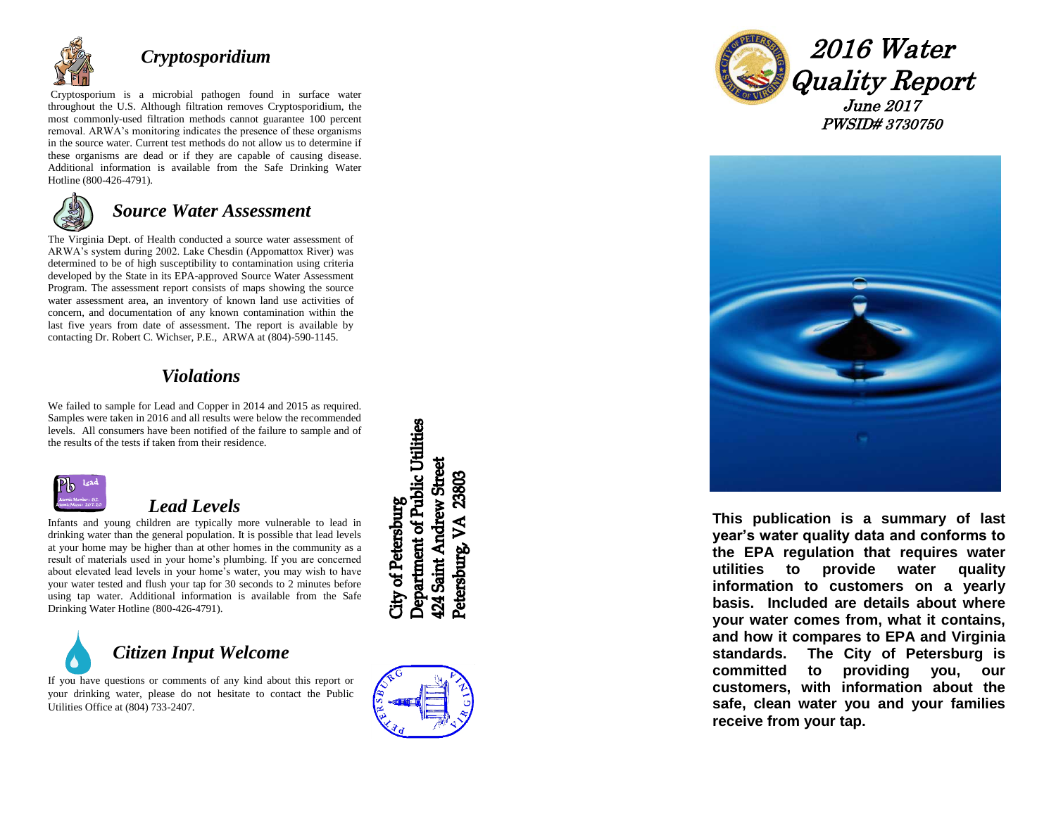## *Cryptosporidium*

Cryptosporium is a microbial pathogen found in surface water throughout the U.S. Although filtration removes Cryptosporidium, the most commonly-used filtration methods cannot guarantee 100 percent removal. ARWA's monitoring indicates the presence of these organisms in the source water. Current test methods do not allow us to determine if these organisms are dead or if they are capable of causing disease. Additional information is available from the Safe Drinking Water Hotline (800-426-4791).

## *Source Water Assessment*

The Virginia Dept. of Health conducted a source water assessment of ARWA's system during 2002. Lake Chesdin (Appomattox River) was determined to be of high susceptibility to contamination using criteria developed by the State in its EPA-approved Source Water Assessment Program. The assessment report consists of maps showing the source water assessment area, an inventory of known land use activities of concern, and documentation of any known contamination within the last five years from date of assessment. The report is available by contacting Dr. Robert C. Wichser, P.E., ARWA at (804)-590-1145.

## *Violations*

We failed to sample for Lead and Copper in 2014 and 2015 as required. Samples were taken in 2016 and all results were below the recommended levels. All consumers have been notified of the failure to sample and of the results of the tests if taken from their residence.

## *Lead Levels*

Infants and young children are typically more vulnerable to lead in drinking water than the general population. It is possible that lead levels at your home may be higher than at other homes in the community as a result of materials used in your home's plumbing. If you are concerned about elevated lead levels in your home's water, you may wish to have your water tested and flush your tap for 30 seconds to 2 minutes before using tap water. Additional information is available from the Safe Drinking Water Hotline (800-426-4791).

## *Citizen Input Welcome*

If you have questions or comments of any kind about this report or your drinking water, please do not hesitate to contact the Public Utilities Office at (804) 733-2407.

City of Petersburg
Department of Public Utilities
424 Saint Andrew Street
Petersburg, VA 23803

# *2016 Water Quality Report*

*June 2017*

*PWSID# 3730750*

**This publication is a summary of last year's water quality data and conforms to the EPA regulation that requires water utilities to provide water quality information to customers on a yearly basis. Included are details about where your water comes from, what it contains, and how it compares to EPA and Virginia standards. The City of Petersburg is committed to providing you, our customers, with information about the safe, clean water you and your families receive from your tap.**